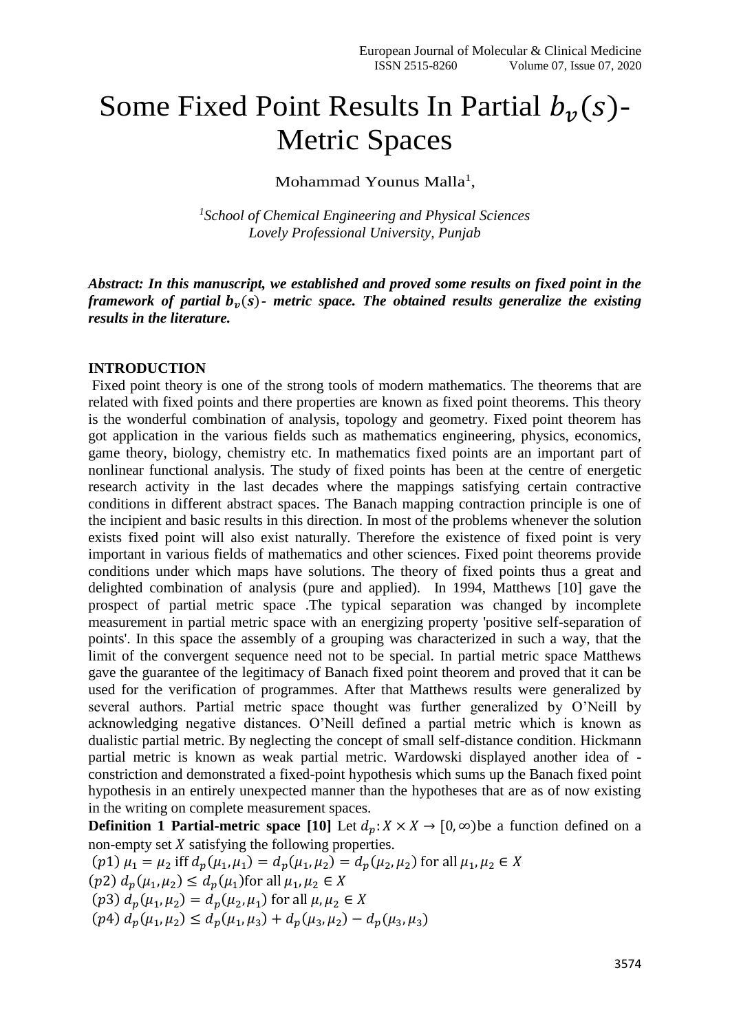# Some Fixed Point Results In Partial $b_v(s)$-Metric Spaces

Mohammad Younus Malla[1],

*[1]School of Chemical Engineering and Physical Sciences*
*Lovely Professional University, Punjab*

***Abstract: In this manuscript, we established and proved some results on fixed point in the framework of partial $b_v(s)$- metric space. The obtained results generalize the existing results in the literature.***

## INTRODUCTION

Fixed point theory is one of the strong tools of modern mathematics. The theorems that are related with fixed points and there properties are known as fixed point theorems. This theory is the wonderful combination of analysis, topology and geometry. Fixed point theorem has got application in the various fields such as mathematics engineering, physics, economics, game theory, biology, chemistry etc. In mathematics fixed points are an important part of nonlinear functional analysis. The study of fixed points has been at the centre of energetic research activity in the last decades where the mappings satisfying certain contractive conditions in different abstract spaces. The Banach mapping contraction principle is one of the incipient and basic results in this direction. In most of the problems whenever the solution exists fixed point will also exist naturally. Therefore the existence of fixed point is very important in various fields of mathematics and other sciences. Fixed point theorems provide conditions under which maps have solutions. The theory of fixed points thus a great and delighted combination of analysis (pure and applied). In 1994, Matthews [10] gave the prospect of partial metric space .The typical separation was changed by incomplete measurement in partial metric space with an energizing property 'positive self-separation of points'. In this space the assembly of a grouping was characterized in such a way, that the limit of the convergent sequence need not to be special. In partial metric space Matthews gave the guarantee of the legitimacy of Banach fixed point theorem and proved that it can be used for the verification of programmes. After that Matthews results were generalized by several authors. Partial metric space thought was further generalized by O'Neill by acknowledging negative distances. O'Neill defined a partial metric which is known as dualistic partial metric. By neglecting the concept of small self-distance condition. Hickmann partial metric is known as weak partial metric. Wardowski displayed another idea of -constriction and demonstrated a fixed-point hypothesis which sums up the Banach fixed point hypothesis in an entirely unexpected manner than the hypotheses that are as of now existing in the writing on complete measurement spaces.

**Definition 1 Partial-metric space [10]** Let $d_p: X \times X \to [0, \infty)$be a function defined on a non-empty set $X$ satisfying the following properties.

$(p1)$ $\mu_1 = \mu_2$ iff $d_p(\mu_1, \mu_1) = d_p(\mu_1, \mu_2) = d_p(\mu_2, \mu_2)$ for all $\mu_1, \mu_2 \in X$

$(p2)$ $d_p(\mu_1, \mu_2) \le d_p(\mu_1)$for all $\mu_1, \mu_2 \in X$

$(p3)$ $d_p(\mu_1, \mu_2) = d_p(\mu_2, \mu_1)$ for all $\mu, \mu_2 \in X$

$(p4)$ $d_p(\mu_1, \mu_2) \le d_p(\mu_1, \mu_3) + d_p(\mu_3, \mu_2) - d_p(\mu_3, \mu_3)$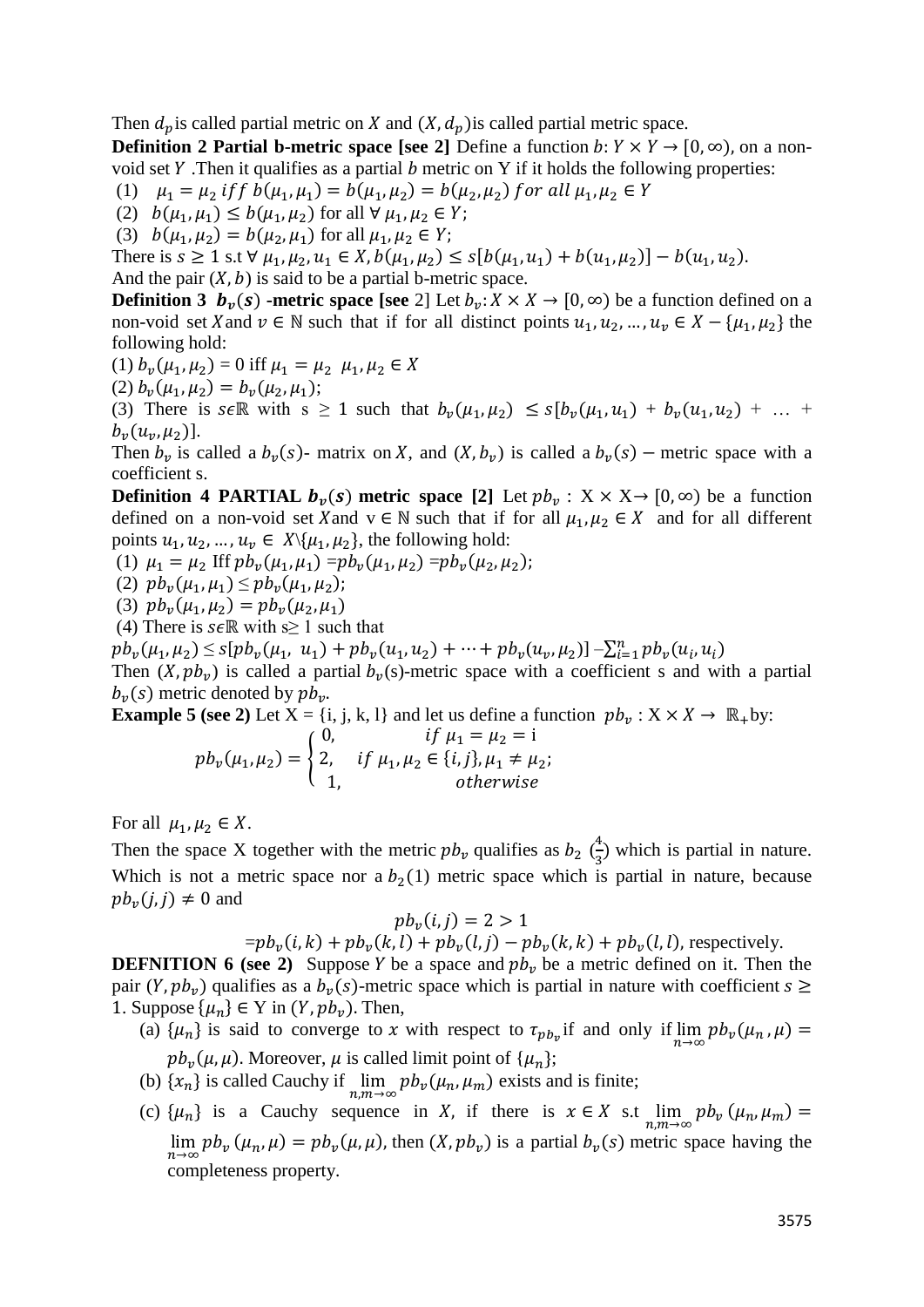Then $d_p$ is called partial metric on $X$ and $(X, d_p)$ is called partial metric space.

**Definition 2 Partial b-metric space [see 2]** Define a function $b: Y \times Y \to [0, \infty)$, on a non-void set $Y$ .Then it qualifies as a partial $b$ metric on Y if it holds the following properties:

(1) $\mu_1 = \mu_2 \; iff \; b(\mu_1, \mu_1) = b(\mu_1, \mu_2) = b(\mu_2, \mu_2) \; for \; all \; \mu_1, \mu_2 \in Y$

(2) $b(\mu_1, \mu_1) \leq b(\mu_1, \mu_2)$ for all $\forall \; \mu_1, \mu_2 \in Y$;

(3) $b(\mu_1, \mu_2) = b(\mu_2, \mu_1)$ for all $\mu_1, \mu_2 \in Y$;

There is $s \geq 1$ s.t $\forall \; \mu_1, \mu_2, u_1 \in X, b(\mu_1, \mu_2) \leq s[b(\mu_1, u_1) + b(u_1, \mu_2)] - b(u_1, u_2)$.

And the pair $(X, b)$ is said to be a partial b-metric space.

**Definition 3 $b_v(s)$ -metric space [see** 2] Let $b_v: X \times X \to [0, \infty)$ be a function defined on a non-void set $X$ and $v \in \mathbb{N}$ such that if for all distinct points $u_1, u_2, \dots, u_v \in X - \{\mu_1, \mu_2\}$ the following hold:

(1) $b_v(\mu_1, \mu_2) = 0$ iff $\mu_1 = \mu_2 \;\; \mu_1, \mu_2 \in X$

(2) $b_v(\mu_1, \mu_2) = b_v(\mu_2, \mu_1)$;

(3) There is $s \epsilon \mathbb{R}$ with s $\geq$ 1 such that $b_v(\mu_1, \mu_2) \leq s[b_v(\mu_1, u_1) + b_v(u_1, u_2) + \dots + b_v(u_v, \mu_2)]$.

Then $b_v$ is called a $b_v(s)$- matrix on $X$, and $(X, b_v)$ is called a $b_v(s) -$ metric space with a coefficient s.

**Definition 4 PARTIAL $b_v(s)$ metric space [2]** Let $pb_v$ : X $\times$ X$\to$ [0,$\infty$) be a function defined on a non-void set $X$ and v $\in \mathbb{N}$ such that if for all $\mu_1, \mu_2 \in X$ and for all different points $u_1, u_2, \dots, u_v \in X \backslash \{\mu_1, \mu_2\}$, the following hold:

(1) $\mu_1 = \mu_2$ Iff $pb_v(\mu_1, \mu_1) = pb_v(\mu_1, \mu_2) = pb_v(\mu_2, \mu_2)$;

(2) $pb_v(\mu_1, \mu_1) \leq pb_v(\mu_1, \mu_2)$;

(3) $pb_v(\mu_1, \mu_2) = pb_v(\mu_2, \mu_1)$

(4) There is $s \epsilon \mathbb{R}$ with s$\geq$ 1 such that

$pb_v(\mu_1, \mu_2) \leq s[pb_v(\mu_1, \; u_1) + pb_v(u_1, u_2) + \dots + pb_v(u_v, \mu_2)] - \sum_{i=1}^{n} pb_v(u_i, u_i)$

Then $(X, pb_v)$ is called a partial $b_v$(s)-metric space with a coefficient s and with a partial $b_v(s)$ metric denoted by $pb_v$.

**Example 5 (see 2)** Let X = {i, j, k, l} and let us define a function $pb_v$ : X $\times X \to \mathbb{R}_+$by:

$$pb_v(\mu_1, \mu_2) = \begin{cases} 0, & if \; \mu_1 = \mu_2 = \text{i} \\ 2, & if \; \mu_1, \mu_2 \in \{i, j\}, \mu_1 \neq \mu_2; \\ 1, & otherwise \end{cases}$$

For all $\mu_1, \mu_2 \in X$.

Then the space X together with the metric $pb_v$ qualifies as $b_2$ $(\frac{4}{3})$ which is partial in nature. Which is not a metric space nor a $b_2(1)$ metric space which is partial in nature, because $pb_v(j, j) \neq 0$ and

$$pb_v(i, j) = 2 > 1$$

$$= pb_v(i, k) + pb_v(k, l) + pb_v(l, j) - pb_v(k, k) + pb_v(l, l), \text{ respectively.}$$

**DEFNITION 6 (see 2)** Suppose $Y$ be a space and $pb_v$ be a metric defined on it. Then the pair $(Y, pb_v)$ qualifies as a $b_v(s)$-metric space which is partial in nature with coefficient $s \geq$ 1. Suppose $\{\mu_n\} \in$ Y in $(Y, pb_v)$. Then,

(a) $\{\mu_n\}$ is said to converge to $x$ with respect to $\tau_{pb_v}$ if and only if $\lim_{n\to\infty} pb_v(\mu_n, \mu) = pb_v(\mu, \mu)$. Moreover, $\mu$ is called limit point of $\{\mu_n\}$;

(b) $\{x_n\}$ is called Cauchy if $\lim_{n,m\to\infty} pb_v(\mu_n, \mu_m)$ exists and is finite;

(c) $\{\mu_n\}$ is a Cauchy sequence in $X$, if there is $x \in X$ s.t $\lim_{n,m\to\infty} pb_v(\mu_n, \mu_m) = \lim_{n\to\infty} pb_v(\mu_n, \mu) = pb_v(\mu, \mu)$, then $(X, pb_v)$ is a partial $b_v(s)$ metric space having the completeness property.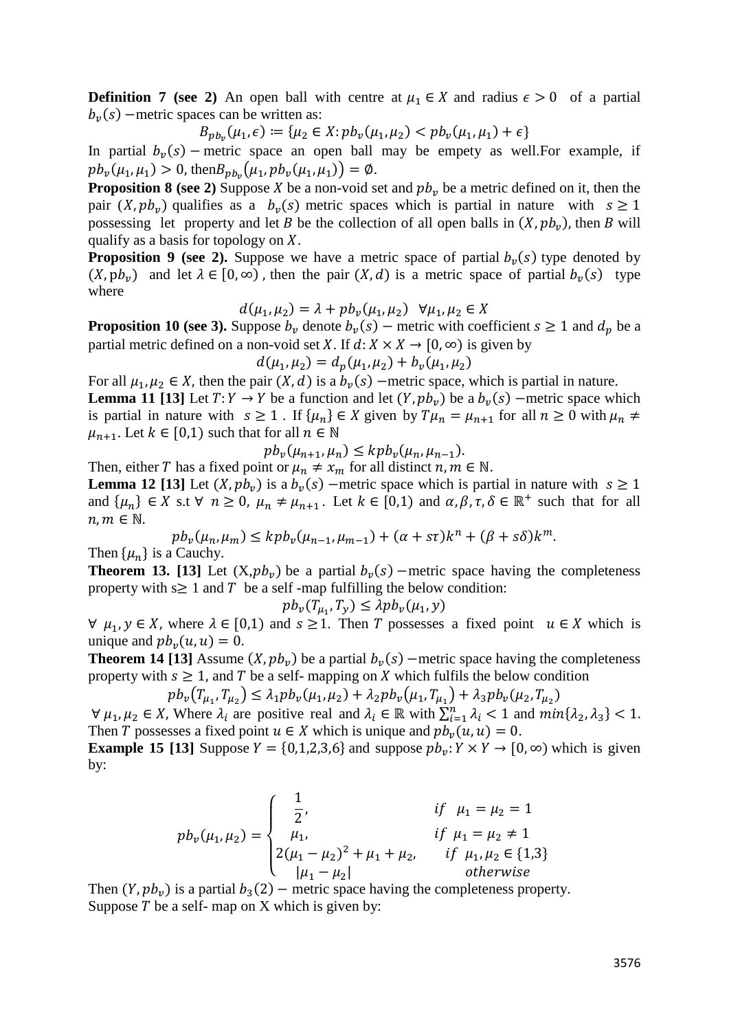**Definition 7 (see 2)** An open ball with centre at $\mu_1 \in X$ and radius $\epsilon > 0$ of a partial $b_v(s)$ −metric spaces can be written as:

$$B_{pb_v}(\mu_1, \epsilon) \coloneqq \{\mu_2 \in X : pb_v(\mu_1, \mu_2) < pb_v(\mu_1, \mu_1) + \epsilon\}$$

In partial $b_v(s)$ − metric space an open ball may be empety as well.For example, if $pb_v(\mu_1, \mu_1) > 0$, then$B_{pb_v}(\mu_1, pb_v(\mu_1, \mu_1)) = \emptyset$.

**Proposition 8 (see 2)** Suppose $X$ be a non-void set and $pb_v$ be a metric defined on it, then the pair $(X, pb_v)$ qualifies as a $b_v(s)$ metric spaces which is partial in nature with $s \geq 1$ possessing let property and let $B$ be the collection of all open balls in $(X, pb_v)$, then $B$ will qualify as a basis for topology on $X$.

**Proposition 9 (see 2).** Suppose we have a metric space of partial $b_v(s)$ type denoted by $(X, pb_v)$ and let $\lambda \in [0, \infty)$ , then the pair $(X, d)$ is a metric space of partial $b_v(s)$ type where

$$d(\mu_1, \mu_2) = \lambda + pb_v(\mu_1, \mu_2) \quad \forall \mu_1, \mu_2 \in X$$

**Proposition 10 (see 3).** Suppose $b_v$ denote $b_v(s)$ − metric with coefficient $s \geq 1$ and $d_p$ be a partial metric defined on a non-void set $X$. If $d: X \times X \to [0, \infty)$ is given by

$$d(\mu_1, \mu_2) = d_p(\mu_1, \mu_2) + b_v(\mu_1, \mu_2)$$

For all $\mu_1, \mu_2 \in X$, then the pair $(X, d)$ is a $b_v(s)$ −metric space, which is partial in nature.

**Lemma 11 [13]** Let $T: Y \to Y$ be a function and let $(Y, pb_v)$ be a $b_v(s)$ −metric space which is partial in nature with $s \geq 1$ . If $\{\mu_n\} \in X$ given by $T\mu_n = \mu_{n+1}$ for all $n \geq 0$ with $\mu_n \neq \mu_{n+1}$. Let $k \in [0,1)$ such that for all $n \in \mathbb{N}$

$$pb_v(\mu_{n+1}, \mu_n) \leq k pb_v(\mu_n, \mu_{n-1}).$$

Then, either $T$ has a fixed point or $\mu_n \neq x_m$ for all distinct $n, m \in \mathbb{N}$.

**Lemma 12 [13]** Let $(X, pb_v)$ is a $b_v(s)$ −metric space which is partial in nature with $s \geq 1$ and $\{\mu_n\} \in X$ s.t $\forall\ n \geq 0$, $\mu_n \neq \mu_{n+1}$. Let $k \in [0,1)$ and $\alpha, \beta, \tau, \delta \in \mathbb{R}^+$ such that for all $n, m \in \mathbb{N}$.

$$pb_v(\mu_n, \mu_m) \leq k pb_v(\mu_{n-1}, \mu_{m-1}) + (\alpha + s\tau)k^n + (\beta + s\delta)k^m.$$

Then $\{\mu_n\}$ is a Cauchy.

**Theorem 13. [13]** Let $(X, pb_v)$ be a partial $b_v(s)$ −metric space having the completeness property with $s \geq 1$ and $T$ be a self -map fulfilling the below condition:

$$pb_v(T_{\mu_1}, T_y) \leq \lambda pb_v(\mu_1, y)$$

$\forall\ \mu_1, y \in X$, where $\lambda \in [0,1)$ and $s \geq 1$. Then $T$ possesses a fixed point $u \in X$ which is unique and $pb_v(u, u) = 0$.

**Theorem 14 [13]** Assume $(X, pb_v)$ be a partial $b_v(s)$ −metric space having the completeness property with $s \geq 1$, and $T$ be a self- mapping on $X$ which fulfils the below condition

$$pb_v(T_{\mu_1}, T_{\mu_2}) \leq \lambda_1 pb_v(\mu_1, \mu_2) + \lambda_2 pb_v(\mu_1, T_{\mu_1}) + \lambda_3 pb_v(\mu_2, T_{\mu_2})$$

$\forall\ \mu_1, \mu_2 \in X$, Where $\lambda_i$ are positive real and $\lambda_i \in \mathbb{R}$ with $\sum_{i=1}^{n} \lambda_i < 1$ and $min\{\lambda_2, \lambda_3\} < 1$. Then $T$ possesses a fixed point $u \in X$ which is unique and $pb_v(u, u) = 0$.

**Example 15 [13]** Suppose $Y = \{0,1,2,3,6\}$ and suppose $pb_v: Y \times Y \to [0, \infty)$ which is given by:

$$pb_v(\mu_1, \mu_2) = \begin{cases} \dfrac{1}{2}, & if \quad \mu_1 = \mu_2 = 1 \\ \mu_1, & if \quad \mu_1 = \mu_2 \neq 1 \\ 2(\mu_1 - \mu_2)^2 + \mu_1 + \mu_2, & if \quad \mu_1, \mu_2 \in \{1,3\} \\ |\mu_1 - \mu_2| & otherwise \end{cases}$$

Then $(Y, pb_v)$ is a partial $b_3(2)$ − metric space having the completeness property.

Suppose $T$ be a self- map on X which is given by: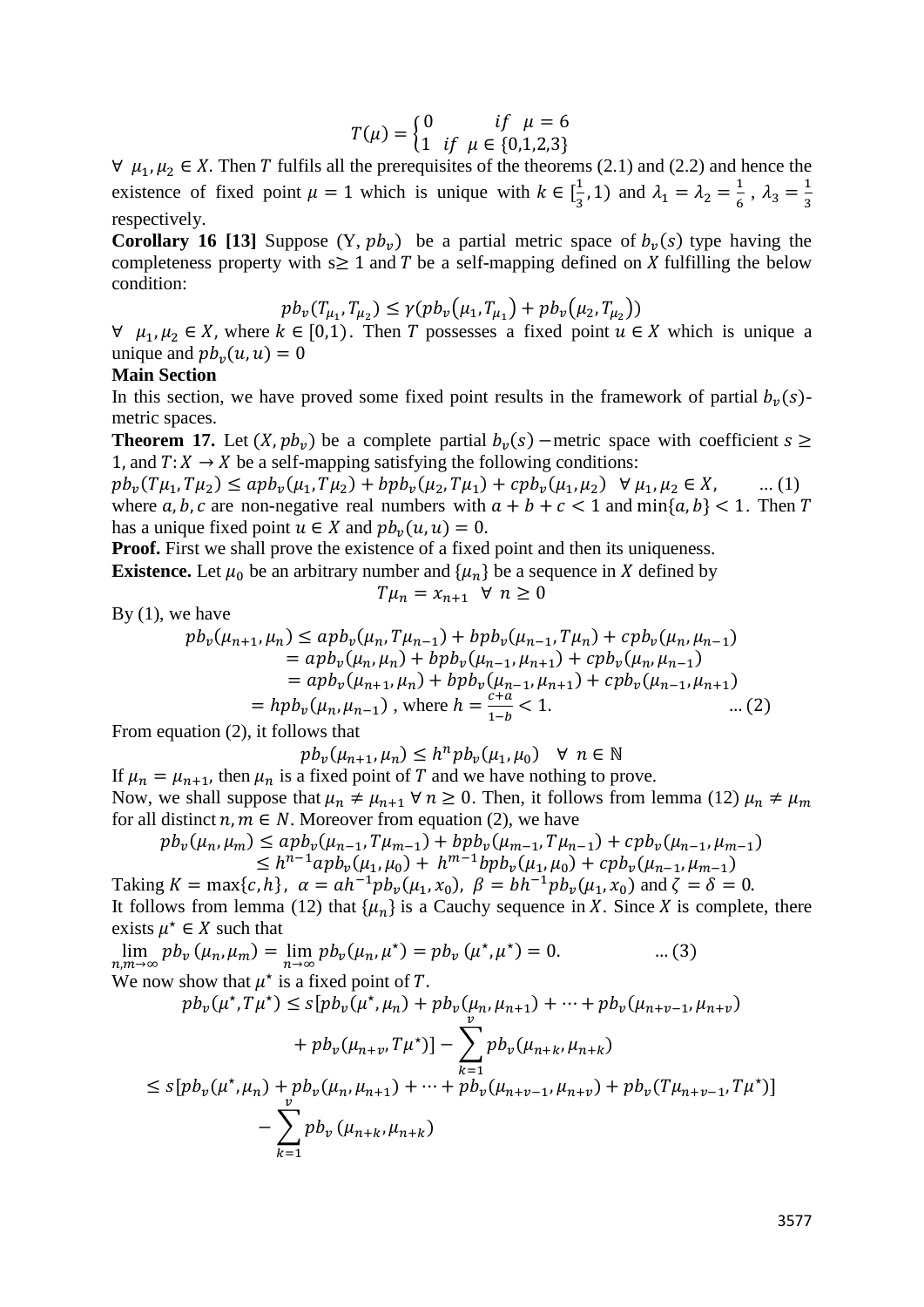$$T(\mu) = \begin{cases} 0 & if \;\; \mu = 6 \\ 1 & if \;\; \mu \in \{0,1,2,3\} \end{cases}$$

$\forall \;\; \mu_1, \mu_2 \in X$. Then $T$ fulfils all the prerequisites of the theorems (2.1) and (2.2) and hence the existence of fixed point $\mu = 1$ which is unique with $k \in [\frac{1}{3}, 1)$ and $\lambda_1 = \lambda_2 = \frac{1}{6}$ , $\lambda_3 = \frac{1}{3}$ respectively.

**Corollary 16 [13]** Suppose $(Y, pb_v)$ be a partial metric space of $b_v(s)$ type having the completeness property with $s \geq 1$ and $T$ be a self-mapping defined on $X$ fulfilling the below condition:

$$pb_v(T_{\mu_1}, T_{\mu_2}) \leq \gamma(pb_v(\mu_1, T_{\mu_1}) + pb_v(\mu_2, T_{\mu_2}))$$

$\forall \;\; \mu_1, \mu_2 \in X$, where $k \in [0,1)$. Then $T$ possesses a fixed point $u \in X$ which is unique a unique and $pb_v(u, u) = 0$

**Main Section**

In this section, we have proved some fixed point results in the framework of partial $b_v(s)$-metric spaces.

**Theorem 17.** Let $(X, pb_v)$ be a complete partial $b_v(s)$ −metric space with coefficient $s \geq 1$, and $T: X \to X$ be a self-mapping satisfying the following conditions:

$pb_v(T\mu_1, T\mu_2) \leq apb_v(\mu_1, T\mu_2) + bpb_v(\mu_2, T\mu_1) + cpb_v(\mu_1, \mu_2) \;\; \forall \, \mu_1, \mu_2 \in X, \qquad ... (1)$

where $a, b, c$ are non-negative real numbers with $a + b + c < 1$ and $\min\{a, b\} < 1$. Then $T$ has a unique fixed point $u \in X$ and $pb_v(u, u) = 0$.

**Proof.** First we shall prove the existence of a fixed point and then its uniqueness.

**Existence.** Let $\mu_0$ be an arbitrary number and $\{\mu_n\}$ be a sequence in $X$ defined by

$$T\mu_n = x_{n+1} \;\; \forall \; n \geq 0$$

By (1), we have

$$\begin{aligned} pb_v(\mu_{n+1}, \mu_n) &\leq apb_v(\mu_n, T\mu_{n-1}) + bpb_v(\mu_{n-1}, T\mu_n) + cpb_v(\mu_n, \mu_{n-1}) \\ &= apb_v(\mu_n, \mu_n) + bpb_v(\mu_{n-1}, \mu_{n+1}) + cpb_v(\mu_n, \mu_{n-1}) \\ &= apb_v(\mu_{n+1}, \mu_n) + bpb_v(\mu_{n-1}, \mu_{n+1}) + cpb_v(\mu_{n-1}, \mu_{n+1}) \\ &= hpb_v(\mu_n, \mu_{n-1}) \text{ , where } h = \frac{c+a}{1-b} < 1. \qquad ... (2) \end{aligned}$$

From equation (2), it follows that

$$pb_v(\mu_{n+1}, \mu_n) \leq h^n pb_v(\mu_1, \mu_0) \quad \forall \; n \in \mathbb{N}$$

If $\mu_n = \mu_{n+1}$, then $\mu_n$ is a fixed point of $T$ and we have nothing to prove.

Now, we shall suppose that $\mu_n \neq \mu_{n+1} \; \forall \; n \geq 0$. Then, it follows from lemma (12) $\mu_n \neq \mu_m$ for all distinct $n, m \in N$. Moreover from equation (2), we have

$$\begin{aligned} pb_v(\mu_n, \mu_m) &\leq apb_v(\mu_{n-1}, T\mu_{m-1}) + bpb_v(\mu_{m-1}, T\mu_{n-1}) + cpb_v(\mu_{n-1}, \mu_{m-1}) \\ &\leq h^{n-1} apb_v(\mu_1, \mu_0) + \; h^{m-1} bpb_v(\mu_1, \mu_0) + cpb_v(\mu_{n-1}, \mu_{m-1}) \end{aligned}$$

Taking $K = \max\{c, h\}$, $\alpha = ah^{-1} pb_v(\mu_1, x_0)$, $\beta = bh^{-1} pb_v(\mu_1, x_0)$ and $\zeta = \delta = 0$.

It follows from lemma (12) that $\{\mu_n\}$ is a Cauchy sequence in $X$. Since $X$ is complete, there exists $\mu^\star \in X$ such that

$$\lim_{n,m \to \infty} pb_v(\mu_n, \mu_m) = \lim_{n \to \infty} pb_v(\mu_n, \mu^\star) = pb_v(\mu^\star, \mu^\star) = 0. \qquad ... (3)$$

We now show that $\mu^\star$ is a fixed point of $T$.

$$\begin{aligned} pb_v(\mu^\star, T\mu^\star) &\leq s[pb_v(\mu^\star, \mu_n) + pb_v(\mu_n, \mu_{n+1}) + \cdots + pb_v(\mu_{n+v-1}, \mu_{n+v}) \\ &\quad + pb_v(\mu_{n+v}, T\mu^\star)] - \sum_{k=1}^{v} pb_v(\mu_{n+k}, \mu_{n+k}) \\ &\leq s[pb_v(\mu^\star, \mu_n) + pb_v(\mu_n, \mu_{n+1}) + \cdots + pb_v(\mu_{n+v-1}, \mu_{n+v}) + pb_v(T\mu_{n+v-1}, T\mu^\star)] \\ &\quad - \sum_{k=1}^{v} pb_v(\mu_{n+k}, \mu_{n+k}) \end{aligned}$$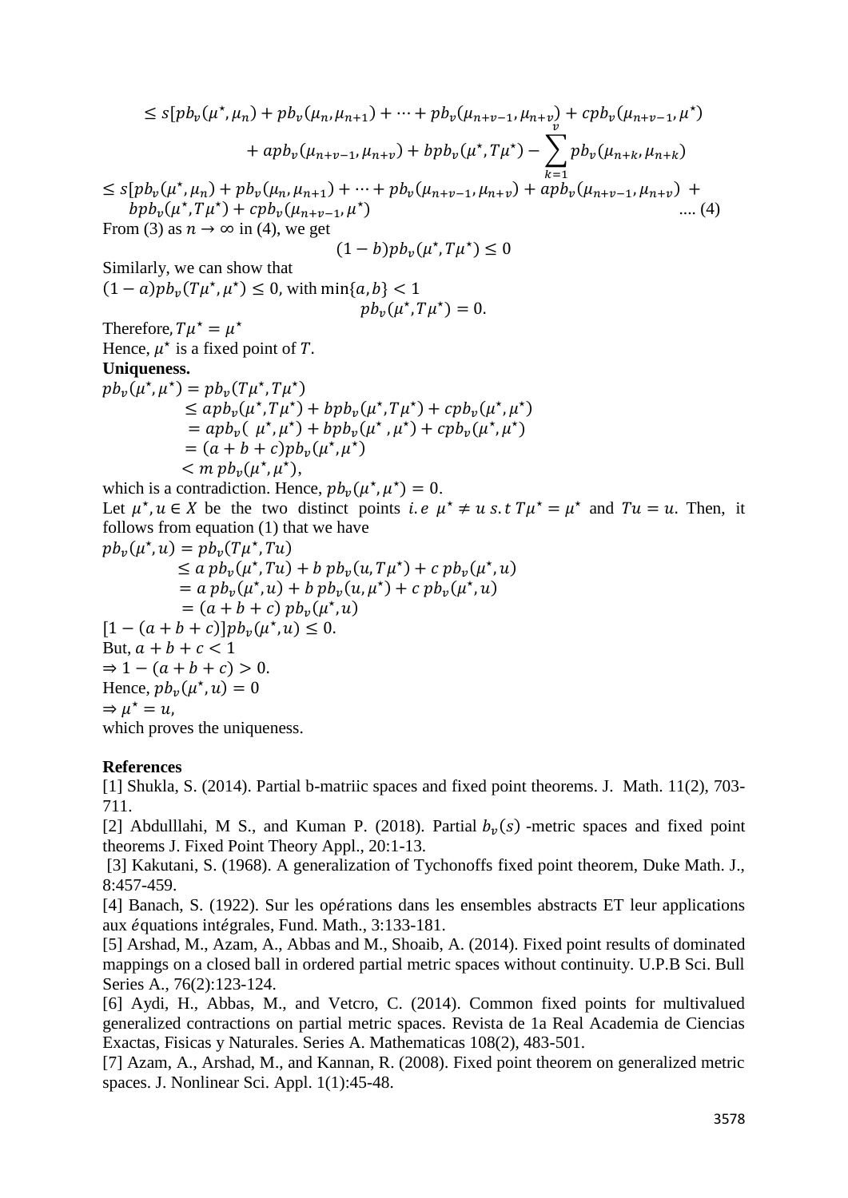$$\leq s[pb_v(\mu^\star, \mu_n) + pb_v(\mu_n, \mu_{n+1}) + \cdots + pb_v(\mu_{n+v-1}, \mu_{n+v}) + cpb_v(\mu_{n+v-1}, \mu^\star) + apb_v(\mu_{n+v-1}, \mu_{n+v}) + bpb_v(\mu^\star, T\mu^\star) - \sum_{k=1}^{v} pb_v(\mu_{n+k}, \mu_{n+k})$$

$$\leq s[pb_v(\mu^\star, \mu_n) + pb_v(\mu_n, \mu_{n+1}) + \cdots + pb_v(\mu_{n+v-1}, \mu_{n+v}) + apb_v(\mu_{n+v-1}, \mu_{n+v}) + bpb_v(\mu^\star, T\mu^\star) + cpb_v(\mu_{n+v-1}, \mu^\star) \quad \text{.... (4)}$$

From (3) as $n \to \infty$ in (4), we get

$$(1-b)pb_v(\mu^\star, T\mu^\star) \leq 0$$

Similarly, we can show that

$(1-a)pb_v(T\mu^\star, \mu^\star) \leq 0$, with $\min\{a, b\} < 1$

$$pb_v(\mu^\star, T\mu^\star) = 0.$$

Therefore, $T\mu^\star = \mu^\star$

Hence, $\mu^\star$ is a fixed point of $T$.

**Uniqueness.**

$$
\begin{aligned}
pb_v(\mu^\star, \mu^\star) &= pb_v(T\mu^\star, T\mu^\star) \\
&\leq apb_v(\mu^\star, T\mu^\star) + bpb_v(\mu^\star, T\mu^\star) + cpb_v(\mu^\star, \mu^\star) \\
&= apb_v(\mu^\star, \mu^\star) + bpb_v(\mu^\star, \mu^\star) + cpb_v(\mu^\star, \mu^\star) \\
&= (a+b+c)pb_v(\mu^\star, \mu^\star) \\
&< m\, pb_v(\mu^\star, \mu^\star),
\end{aligned}
$$

which is a contradiction. Hence, $pb_v(\mu^\star, \mu^\star) = 0$.

Let $\mu^\star, u \in X$ be the two distinct points $i.e\ \mu^\star \neq u\ s.t\ T\mu^\star = \mu^\star$ and $Tu = u$. Then, it follows from equation (1) that we have

$$
\begin{aligned}
pb_v(\mu^\star, u) &= pb_v(T\mu^\star, Tu) \\
&\leq a\, pb_v(\mu^\star, Tu) + b\, pb_v(u, T\mu^\star) + c\, pb_v(\mu^\star, u) \\
&= a\, pb_v(\mu^\star, u) + b\, pb_v(u, \mu^\star) + c\, pb_v(\mu^\star, u) \\
&= (a+b+c)\, pb_v(\mu^\star, u)
\end{aligned}
$$

$[1-(a+b+c)]pb_v(\mu^\star, u) \leq 0.$

But, $a+b+c < 1$

$\Rightarrow 1-(a+b+c) > 0.$

Hence, $pb_v(\mu^\star, u) = 0$

$\Rightarrow \mu^\star = u,$

which proves the uniqueness.

**References**

[1] Shukla, S. (2014). Partial b-matriic spaces and fixed point theorems. J. Math. 11(2), 703-711.

[2] Abdulllahi, M S., and Kuman P. (2018). Partial $b_v(s)$ -metric spaces and fixed point theorems J. Fixed Point Theory Appl., 20:1-13.

[3] Kakutani, S. (1968). A generalization of Tychonoffs fixed point theorem, Duke Math. J., 8:457-459.

[4] Banach, S. (1922). Sur les opérations dans les ensembles abstracts ET leur applications aux équations intégrales, Fund. Math., 3:133-181.

[5] Arshad, M., Azam, A., Abbas and M., Shoaib, A. (2014). Fixed point results of dominated mappings on a closed ball in ordered partial metric spaces without continuity. U.P.B Sci. Bull Series A., 76(2):123-124.

[6] Aydi, H., Abbas, M., and Vetcro, C. (2014). Common fixed points for multivalued generalized contractions on partial metric spaces. Revista de 1a Real Academia de Ciencias Exactas, Fisicas y Naturales. Series A. Mathematicas 108(2), 483-501.

[7] Azam, A., Arshad, M., and Kannan, R. (2008). Fixed point theorem on generalized metric spaces. J. Nonlinear Sci. Appl. 1(1):45-48.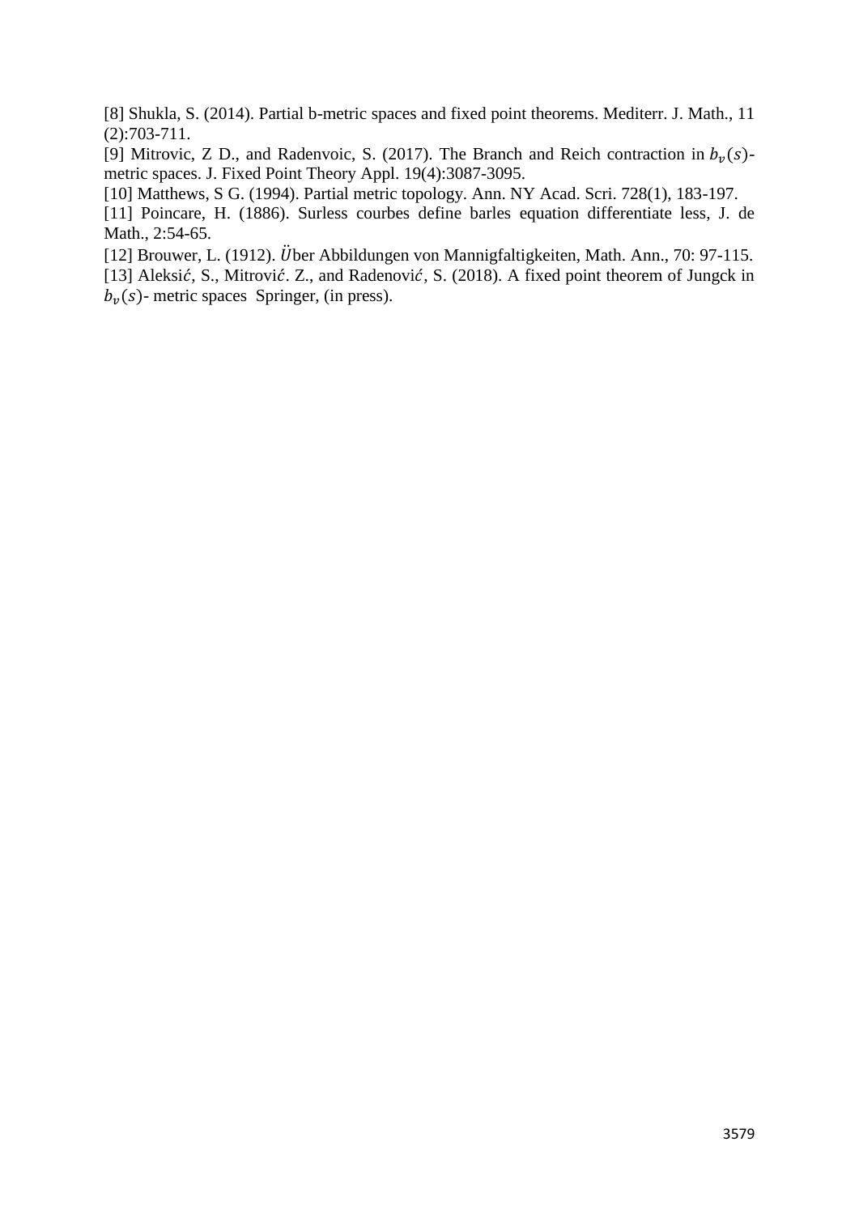[8] Shukla, S. (2014). Partial b-metric spaces and fixed point theorems. Mediterr. J. Math., 11 (2):703-711.

[9] Mitrovic, Z D., and Radenvoic, S. (2017). The Branch and Reich contraction in $b_v(s)$-metric spaces. J. Fixed Point Theory Appl. 19(4):3087-3095.

[10] Matthews, S G. (1994). Partial metric topology. Ann. NY Acad. Scri. 728(1), 183-197.

[11] Poincare, H. (1886). Surless courbes define barles equation differentiate less, J. de Math., 2:54-65.

[12] Brouwer, L. (1912). Über Abbildungen von Mannigfaltigkeiten, Math. Ann., 70: 97-115.

[13] Aleksić, S., Mitrović. Z., and Radenović, S. (2018). A fixed point theorem of Jungck in $b_v(s)$- metric spaces Springer, (in press).